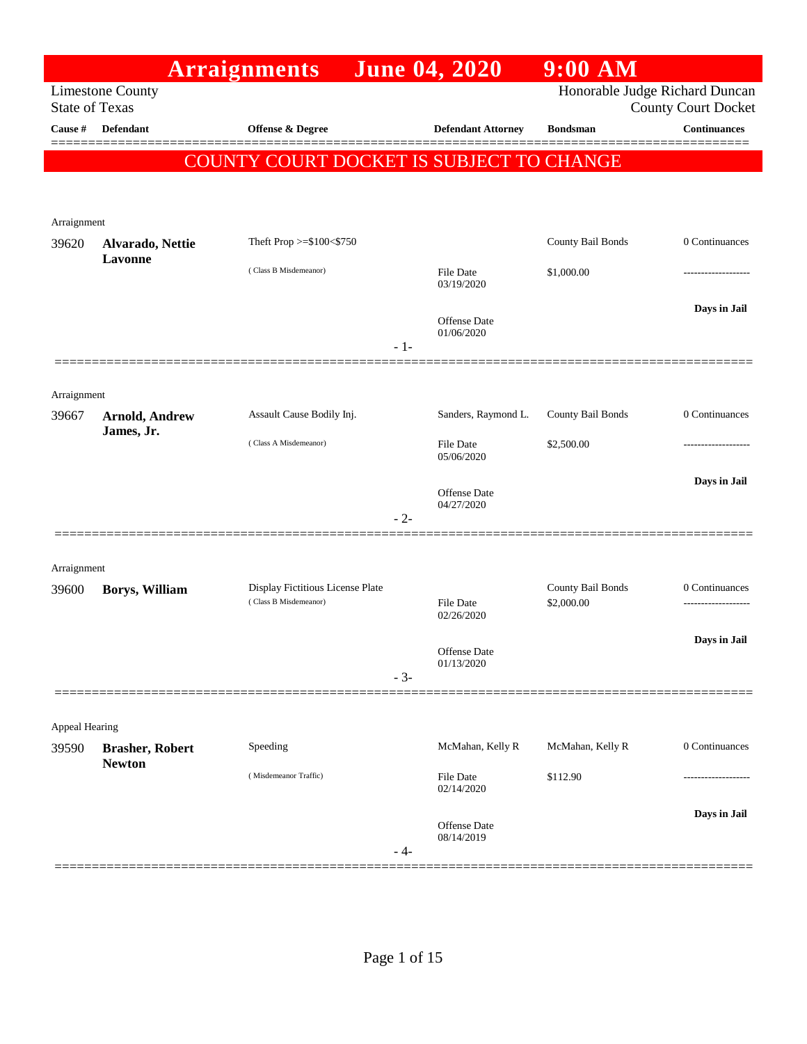# Arraignments June 04, 2020 9:00 AM

Limestone County
State of Texas

Honorable Judge Richard Duncan
County Court Docket

| Cause # | Defendant | Offense & Degree | Defendant Attorney | Bondsman | Continuances |
|---|---|---|---|---|---|

**COUNTY COURT DOCKET IS SUBJECT TO CHANGE**

---

Arraignment

| Cause # | Defendant | Offense & Degree | Defendant Attorney | Bondsman | Continuances |
|---|---|---|---|---|---|
| 39620 | **Alvarado, Nettie Lavonne** | Theft Prop >=$100<$750 ( Class B Misdemeanor) | File Date 03/19/2020 Offense Date 01/06/2020 | County Bail Bonds $1,000.00 | 0 Continuances ------------------- **Days in Jail** |

- 1-

---

Arraignment

| Cause # | Defendant | Offense & Degree | Defendant Attorney | Bondsman | Continuances |
|---|---|---|---|---|---|
| 39667 | **Arnold, Andrew James, Jr.** | Assault Cause Bodily Inj. ( Class A Misdemeanor) | Sanders, Raymond L. File Date 05/06/2020 Offense Date 04/27/2020 | County Bail Bonds $2,500.00 | 0 Continuances ------------------- **Days in Jail** |

- 2-

---

Arraignment

| Cause # | Defendant | Offense & Degree | Defendant Attorney | Bondsman | Continuances |
|---|---|---|---|---|---|
| 39600 | **Borys, William** | Display Fictitious License Plate ( Class B Misdemeanor) | File Date 02/26/2020 Offense Date 01/13/2020 | County Bail Bonds $2,000.00 | 0 Continuances ------------------- **Days in Jail** |

- 3-

---

Appeal Hearing

| Cause # | Defendant | Offense & Degree | Defendant Attorney | Bondsman | Continuances |
|---|---|---|---|---|---|
| 39590 | **Brasher, Robert Newton** | Speeding ( Misdemeanor Traffic) | McMahan, Kelly R File Date 02/14/2020 Offense Date 08/14/2019 | McMahan, Kelly R $112.90 | 0 Continuances ------------------- **Days in Jail** |

- 4-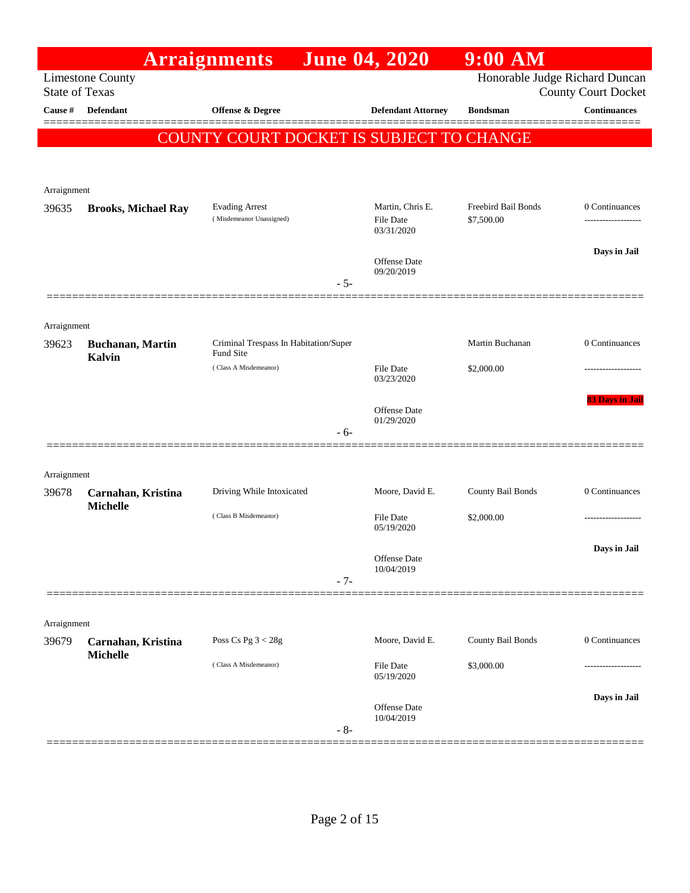# Arraignments June 04, 2020 9:00 AM

Limestone County
State of Texas

Honorable Judge Richard Duncan
County Court Docket

**COUNTY COURT DOCKET IS SUBJECT TO CHANGE**

| Cause # | Defendant | Offense & Degree | Defendant Attorney | Bondsman | Continuances |
|---|---|---|---|---|---|
| Arraignment | | | | | |
| 39635 | **Brooks, Michael Ray** | Evading Arrest (Misdemeanor Unassigned) | Martin, Chris E. File Date 03/31/2020 Offense Date 09/20/2019 | Freebird Bail Bonds $7,500.00 | 0 Continuances ------------------- **Days in Jail** |
| | | - 5- | | | |
| Arraignment | | | | | |
| 39623 | **Buchanan, Martin Kalvin** | Criminal Trespass In Habitation/Super Fund Site (Class A Misdemeanor) | File Date 03/23/2020 Offense Date 01/29/2020 | Martin Buchanan $2,000.00 | 0 Continuances ------------------- **83 Days in Jail** |
| | | - 6- | | | |
| Arraignment | | | | | |
| 39678 | **Carnahan, Kristina Michelle** | Driving While Intoxicated (Class B Misdemeanor) | Moore, David E. File Date 05/19/2020 Offense Date 10/04/2019 | County Bail Bonds $2,000.00 | 0 Continuances ------------------- **Days in Jail** |
| | | - 7- | | | |
| Arraignment | | | | | |
| 39679 | **Carnahan, Kristina Michelle** | Poss Cs Pg 3 < 28g (Class A Misdemeanor) | Moore, David E. File Date 05/19/2020 Offense Date 10/04/2019 | County Bail Bonds $3,000.00 | 0 Continuances ------------------- **Days in Jail** |
| | | - 8- | | | |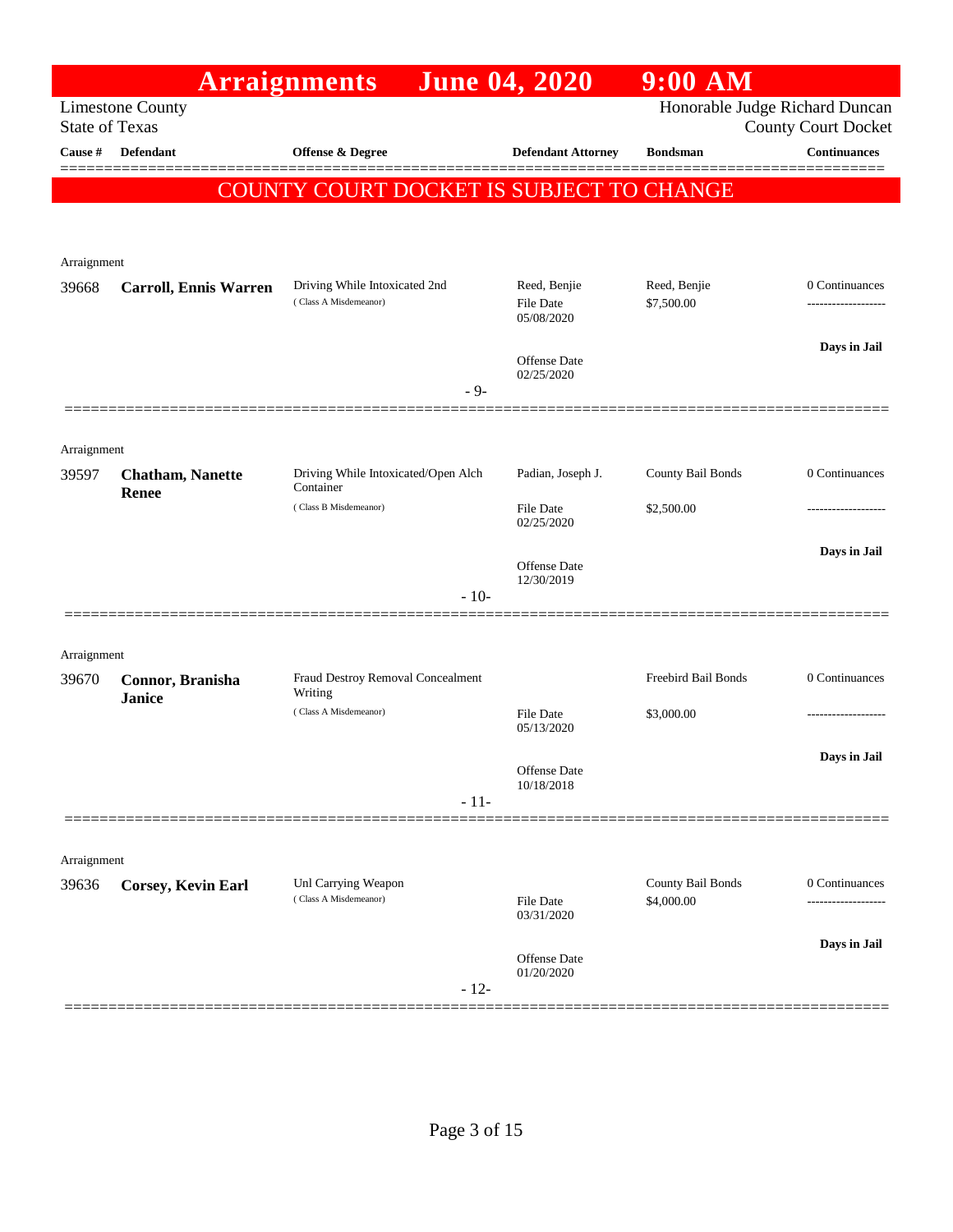# Arraignments June 04, 2020 9:00 AM

Limestone County
State of Texas

Honorable Judge Richard Duncan
County Court Docket

**COUNTY COURT DOCKET IS SUBJECT TO CHANGE**

| Cause # | Defendant | Offense & Degree | Defendant Attorney | Bondsman | Continuances |
|---|---|---|---|---|---|
| Arraignment | | | | | |
| 39668 | **Carroll, Ennis Warren** | Driving While Intoxicated 2nd (Class A Misdemeanor) | Reed, Benjie<br>File Date 05/08/2020<br>Offense Date 02/25/2020 | Reed, Benjie<br>$7,500.00 | 0 Continuances<br>-------------------<br>**Days in Jail** |
| | | - 9- | | | |
| Arraignment | | | | | |
| 39597 | **Chatham, Nanette Renee** | Driving While Intoxicated/Open Alch Container (Class B Misdemeanor) | Padian, Joseph J.<br>File Date 02/25/2020<br>Offense Date 12/30/2019 | County Bail Bonds<br>$2,500.00 | 0 Continuances<br>-------------------<br>**Days in Jail** |
| | | - 10- | | | |
| Arraignment | | | | | |
| 39670 | **Connor, Branisha Janice** | Fraud Destroy Removal Concealment Writing (Class A Misdemeanor) | File Date 05/13/2020<br>Offense Date 10/18/2018 | Freebird Bail Bonds<br>$3,000.00 | 0 Continuances<br>-------------------<br>**Days in Jail** |
| | | - 11- | | | |
| Arraignment | | | | | |
| 39636 | **Corsey, Kevin Earl** | Unl Carrying Weapon (Class A Misdemeanor) | File Date 03/31/2020<br>Offense Date 01/20/2020 | County Bail Bonds<br>$4,000.00 | 0 Continuances<br>-------------------<br>**Days in Jail** |
| | | - 12- | | | |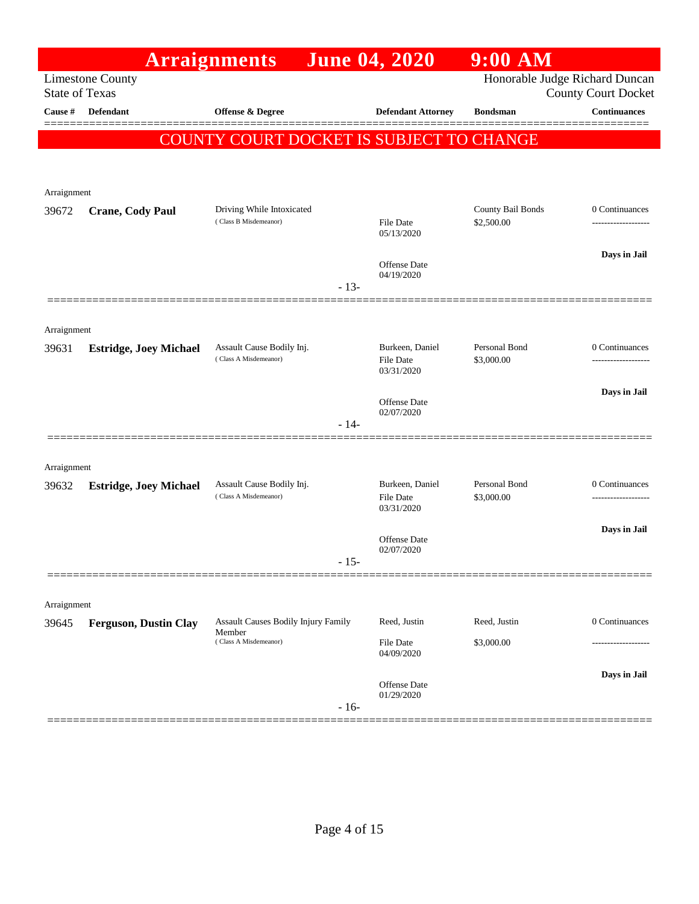# Arraignments June 04, 2020 9:00 AM

Limestone County
State of Texas

Honorable Judge Richard Duncan
County Court Docket

**COUNTY COURT DOCKET IS SUBJECT TO CHANGE**

| Cause # | Defendant | Offense & Degree | Defendant Attorney | Bondsman | Continuances |
|---|---|---|---|---|---|
| Arraignment | | | | | |
| 39672 | **Crane, Cody Paul** | Driving While Intoxicated (Class B Misdemeanor) | File Date 05/13/2020<br>Offense Date 04/19/2020 | County Bail Bonds $2,500.00 | 0 Continuances<br>**Days in Jail** |
| | | - 13- | | | |
| Arraignment | | | | | |
| 39631 | **Estridge, Joey Michael** | Assault Cause Bodily Inj. (Class A Misdemeanor) | Burkeen, Daniel<br>File Date 03/31/2020<br>Offense Date 02/07/2020 | Personal Bond $3,000.00 | 0 Continuances<br>**Days in Jail** |
| | | - 14- | | | |
| Arraignment | | | | | |
| 39632 | **Estridge, Joey Michael** | Assault Cause Bodily Inj. (Class A Misdemeanor) | Burkeen, Daniel<br>File Date 03/31/2020<br>Offense Date 02/07/2020 | Personal Bond $3,000.00 | 0 Continuances<br>**Days in Jail** |
| | | - 15- | | | |
| Arraignment | | | | | |
| 39645 | **Ferguson, Dustin Clay** | Assault Causes Bodily Injury Family Member (Class A Misdemeanor) | Reed, Justin<br>File Date 04/09/2020<br>Offense Date 01/29/2020 | Reed, Justin $3,000.00 | 0 Continuances<br>**Days in Jail** |
| | | - 16- | | | |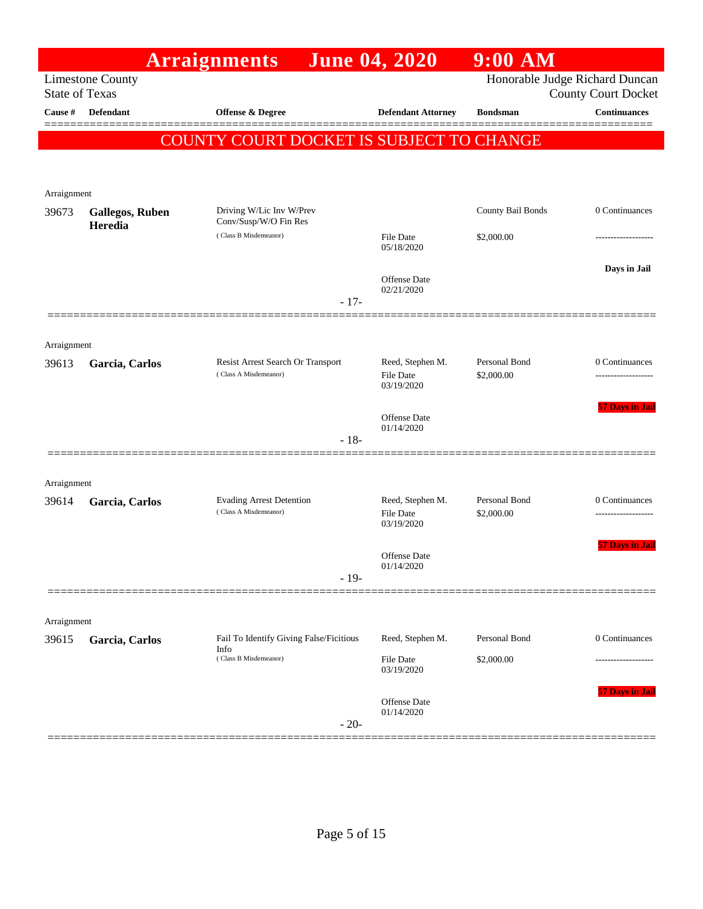# Arraignments June 04, 2020 9:00 AM

Limestone County
State of Texas

Honorable Judge Richard Duncan
County Court Docket

| Cause # | Defendant | Offense & Degree | Defendant Attorney | Bondsman | Continuances |
|---|---|---|---|---|---|

**COUNTY COURT DOCKET IS SUBJECT TO CHANGE**

Arraignment

| Cause # | Defendant | Offense & Degree | Defendant Attorney | Bondsman | Continuances |
|---|---|---|---|---|---|
| 39673 | **Gallegos, Ruben Heredia** | Driving W/Lic Inv W/Prev Conv/Susp/W/O Fin Res (Class B Misdemeanor) | File Date 05/18/2020<br>Offense Date 02/21/2020 | County Bail Bonds<br>$2,000.00 | 0 Continuances<br>-------------------<br>**Days in Jail** |

- 17-

Arraignment

| Cause # | Defendant | Offense & Degree | Defendant Attorney | Bondsman | Continuances |
|---|---|---|---|---|---|
| 39613 | **Garcia, Carlos** | Resist Arrest Search Or Transport (Class A Misdemeanor) | Reed, Stephen M.<br>File Date 03/19/2020<br>Offense Date 01/14/2020 | Personal Bond<br>$2,000.00 | 0 Continuances<br>-------------------<br>**57 Days in Jail** |

- 18-

Arraignment

| Cause # | Defendant | Offense & Degree | Defendant Attorney | Bondsman | Continuances |
|---|---|---|---|---|---|
| 39614 | **Garcia, Carlos** | Evading Arrest Detention (Class A Misdemeanor) | Reed, Stephen M.<br>File Date 03/19/2020<br>Offense Date 01/14/2020 | Personal Bond<br>$2,000.00 | 0 Continuances<br>-------------------<br>**57 Days in Jail** |

- 19-

Arraignment

| Cause # | Defendant | Offense & Degree | Defendant Attorney | Bondsman | Continuances |
|---|---|---|---|---|---|
| 39615 | **Garcia, Carlos** | Fail To Identify Giving False/Ficitious Info (Class B Misdemeanor) | Reed, Stephen M.<br>File Date 03/19/2020<br>Offense Date 01/14/2020 | Personal Bond<br>$2,000.00 | 0 Continuances<br>-------------------<br>**57 Days in Jail** |

- 20-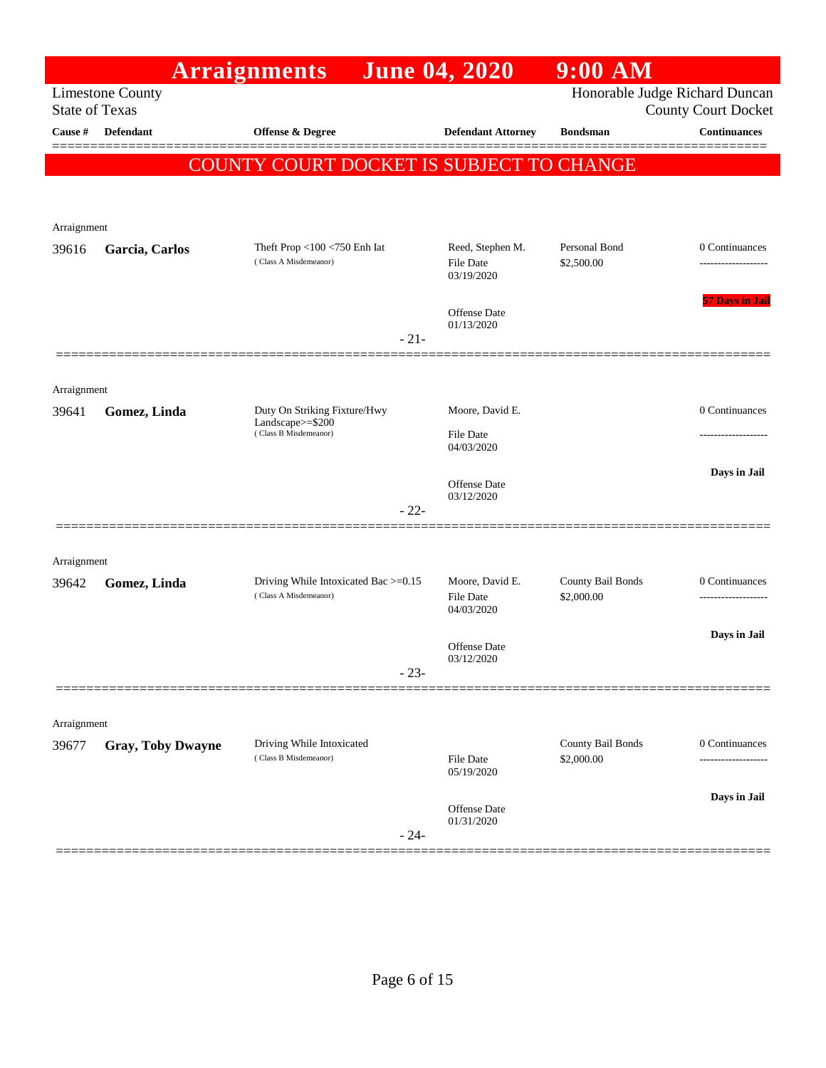# Arraignments June 04, 2020 9:00 AM

Limestone County
State of Texas

Honorable Judge Richard Duncan
County Court Docket

| Cause # | Defendant | Offense & Degree | Defendant Attorney | Bondsman | Continuances |
|---|---|---|---|---|---|

**COUNTY COURT DOCKET IS SUBJECT TO CHANGE**

Arraignment

| Cause # | Defendant | Offense & Degree | Defendant Attorney | Bondsman | Continuances |
|---|---|---|---|---|---|
| 39616 | **Garcia, Carlos** | Theft Prop <100 <750 Enh Iat (Class A Misdemeanor) | Reed, Stephen M.<br>File Date 03/19/2020<br>Offense Date 01/13/2020 | Personal Bond<br>$2,500.00 | 0 Continuances<br>-------------------<br>**57 Days in Jail** |

- 21-

Arraignment

| Cause # | Defendant | Offense & Degree | Defendant Attorney | Bondsman | Continuances |
|---|---|---|---|---|---|
| 39641 | **Gomez, Linda** | Duty On Striking Fixture/Hwy Landscape>=$200 (Class B Misdemeanor) | Moore, David E.<br>File Date 04/03/2020<br>Offense Date 03/12/2020 | | 0 Continuances<br>-------------------<br>**Days in Jail** |

- 22-

Arraignment

| Cause # | Defendant | Offense & Degree | Defendant Attorney | Bondsman | Continuances |
|---|---|---|---|---|---|
| 39642 | **Gomez, Linda** | Driving While Intoxicated Bac >=0.15 (Class A Misdemeanor) | Moore, David E.<br>File Date 04/03/2020<br>Offense Date 03/12/2020 | County Bail Bonds<br>$2,000.00 | 0 Continuances<br>-------------------<br>**Days in Jail** |

- 23-

Arraignment

| Cause # | Defendant | Offense & Degree | Defendant Attorney | Bondsman | Continuances |
|---|---|---|---|---|---|
| 39677 | **Gray, Toby Dwayne** | Driving While Intoxicated (Class B Misdemeanor) | File Date 05/19/2020<br>Offense Date 01/31/2020 | County Bail Bonds<br>$2,000.00 | 0 Continuances<br>-------------------<br>**Days in Jail** |

- 24-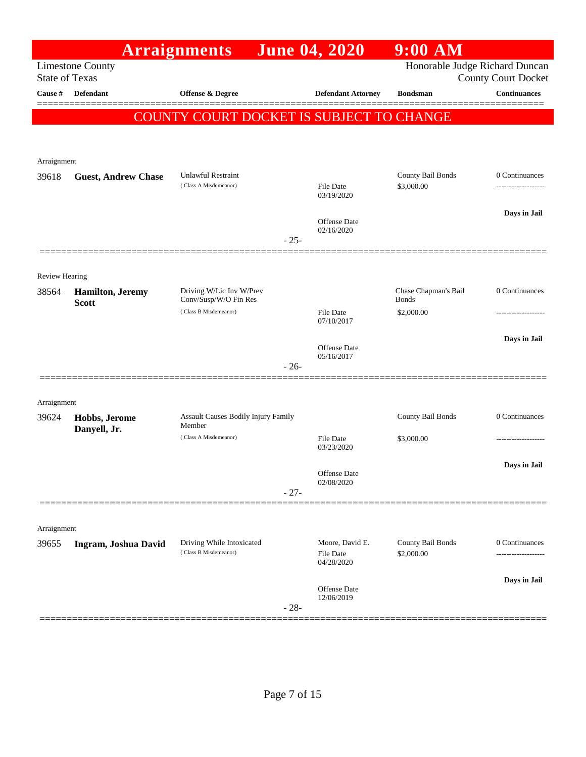# Arraignments June 04, 2020 9:00 AM

Limestone County
State of Texas

Honorable Judge Richard Duncan
County Court Docket

**COUNTY COURT DOCKET IS SUBJECT TO CHANGE**

| Cause # | Defendant | Offense & Degree | Defendant Attorney | Bondsman | Continuances |
|---|---|---|---|---|---|
| Arraignment | | | | | |
| 39618 | **Guest, Andrew Chase** | Unlawful Restraint (Class A Misdemeanor) | File Date 03/19/2020<br>Offense Date 02/16/2020 | County Bail Bonds<br>$3,000.00 | 0 Continuances<br>**Days in Jail** |
| | | | - 25- | | |
| Review Hearing | | | | | |
| 38564 | **Hamilton, Jeremy Scott** | Driving W/Lic Inv W/Prev Conv/Susp/W/O Fin Res (Class B Misdemeanor) | File Date 07/10/2017<br>Offense Date 05/16/2017 | Chase Chapman's Bail Bonds<br>$2,000.00 | 0 Continuances<br>**Days in Jail** |
| | | | - 26- | | |
| Arraignment | | | | | |
| 39624 | **Hobbs, Jerome Danyell, Jr.** | Assault Causes Bodily Injury Family Member (Class A Misdemeanor) | File Date 03/23/2020<br>Offense Date 02/08/2020 | County Bail Bonds<br>$3,000.00 | 0 Continuances<br>**Days in Jail** |
| | | | - 27- | | |
| Arraignment | | | | | |
| 39655 | **Ingram, Joshua David** | Driving While Intoxicated (Class B Misdemeanor) | Moore, David E.<br>File Date 04/28/2020<br>Offense Date 12/06/2019 | County Bail Bonds<br>$2,000.00 | 0 Continuances<br>**Days in Jail** |
| | | | - 28- | | |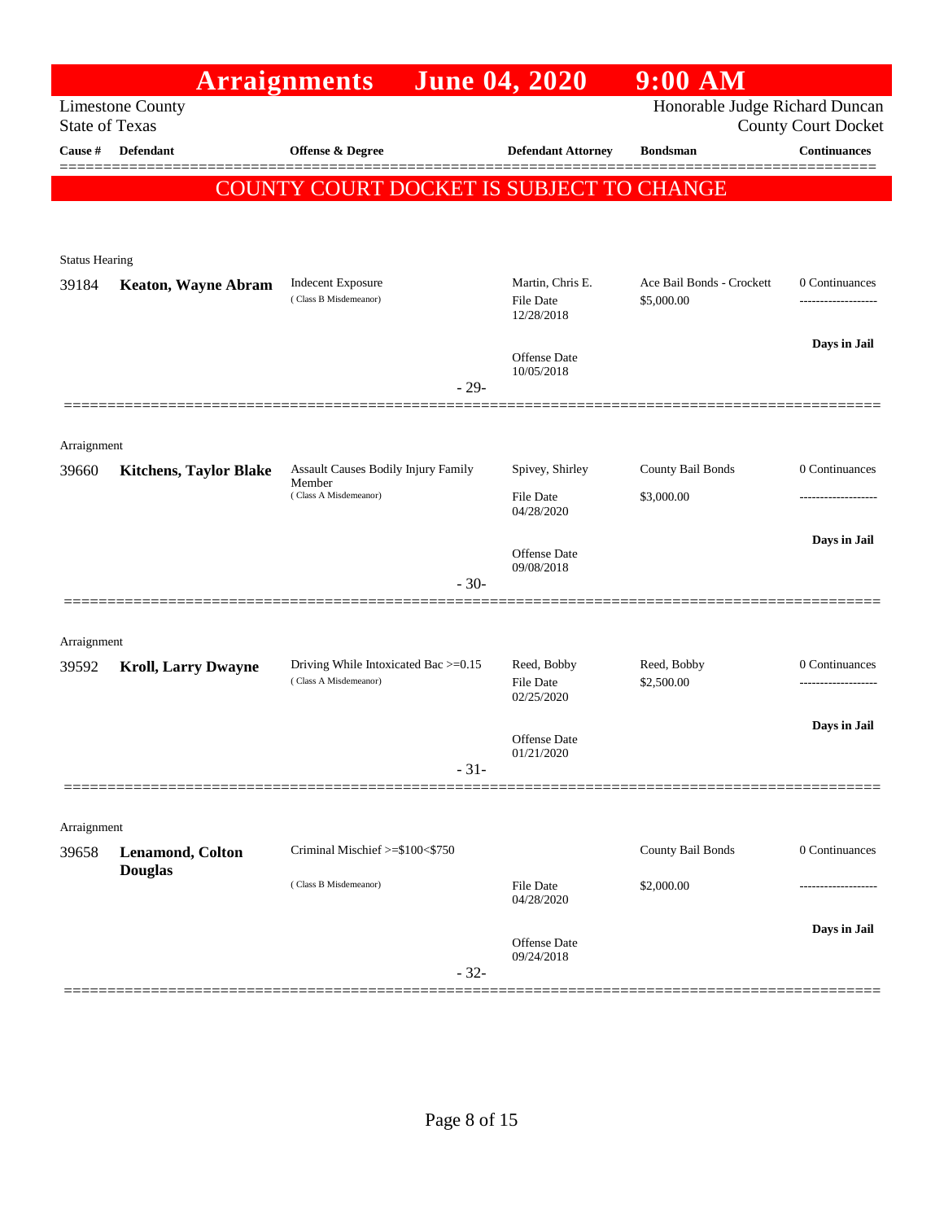# Arraignments June 04, 2020 9:00 AM

Limestone County
State of Texas

Honorable Judge Richard Duncan
County Court Docket

**COUNTY COURT DOCKET IS SUBJECT TO CHANGE**

| Cause # | Defendant | Offense & Degree | Defendant Attorney | Bondsman | Continuances |
|---|---|---|---|---|---|
| *Status Hearing* | | | | | |
| 39184 | **Keaton, Wayne Abram** | Indecent Exposure (Class B Misdemeanor) | Martin, Chris E. File Date 12/28/2018 Offense Date 10/05/2018 | Ace Bail Bonds - Crockett $5,000.00 | 0 Continuances ------------------- **Days in Jail** |
| | | - 29- | | | |
| *Arraignment* | | | | | |
| 39660 | **Kitchens, Taylor Blake** | Assault Causes Bodily Injury Family Member (Class A Misdemeanor) | Spivey, Shirley File Date 04/28/2020 Offense Date 09/08/2018 | County Bail Bonds $3,000.00 | 0 Continuances ------------------- **Days in Jail** |
| | | - 30- | | | |
| *Arraignment* | | | | | |
| 39592 | **Kroll, Larry Dwayne** | Driving While Intoxicated Bac >=0.15 (Class A Misdemeanor) | Reed, Bobby File Date 02/25/2020 Offense Date 01/21/2020 | Reed, Bobby $2,500.00 | 0 Continuances ------------------- **Days in Jail** |
| | | - 31- | | | |
| *Arraignment* | | | | | |
| 39658 | **Lenamond, Colton Douglas** | Criminal Mischief >=$100<$750 (Class B Misdemeanor) | File Date 04/28/2020 Offense Date 09/24/2018 | County Bail Bonds $2,000.00 | 0 Continuances ------------------- **Days in Jail** |
| | | - 32- | | | |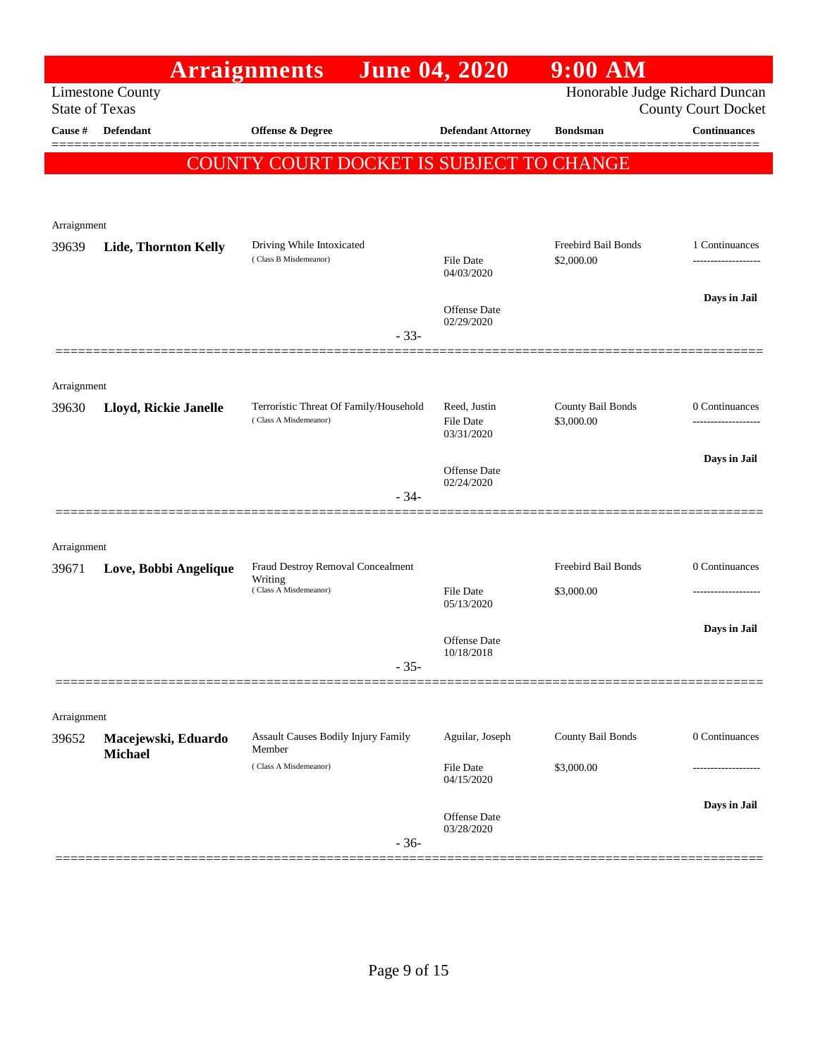# Arraignments June 04, 2020 9:00 AM

Limestone County
State of Texas

Honorable Judge Richard Duncan
County Court Docket

**COUNTY COURT DOCKET IS SUBJECT TO CHANGE**

| Cause # | Defendant | Offense & Degree | Defendant Attorney | Bondsman | Continuances |
|---|---|---|---|---|---|
| Arraignment | | | | | |
| 39639 | **Lide, Thornton Kelly** | Driving While Intoxicated (Class B Misdemeanor) | File Date 04/03/2020; Offense Date 02/29/2020 | Freebird Bail Bonds $2,000.00 | 1 Continuances; Days in Jail |
| | | - 33- | | | |
| Arraignment | | | | | |
| 39630 | **Lloyd, Rickie Janelle** | Terroristic Threat Of Family/Household (Class A Misdemeanor) | Reed, Justin; File Date 03/31/2020; Offense Date 02/24/2020 | County Bail Bonds $3,000.00 | 0 Continuances; Days in Jail |
| | | - 34- | | | |
| Arraignment | | | | | |
| 39671 | **Love, Bobbi Angelique** | Fraud Destroy Removal Concealment Writing (Class A Misdemeanor) | File Date 05/13/2020; Offense Date 10/18/2018 | Freebird Bail Bonds $3,000.00 | 0 Continuances; Days in Jail |
| | | - 35- | | | |
| Arraignment | | | | | |
| 39652 | **Macejewski, Eduardo Michael** | Assault Causes Bodily Injury Family Member (Class A Misdemeanor) | Aguilar, Joseph; File Date 04/15/2020; Offense Date 03/28/2020 | County Bail Bonds $3,000.00 | 0 Continuances; Days in Jail |
| | | - 36- | | | |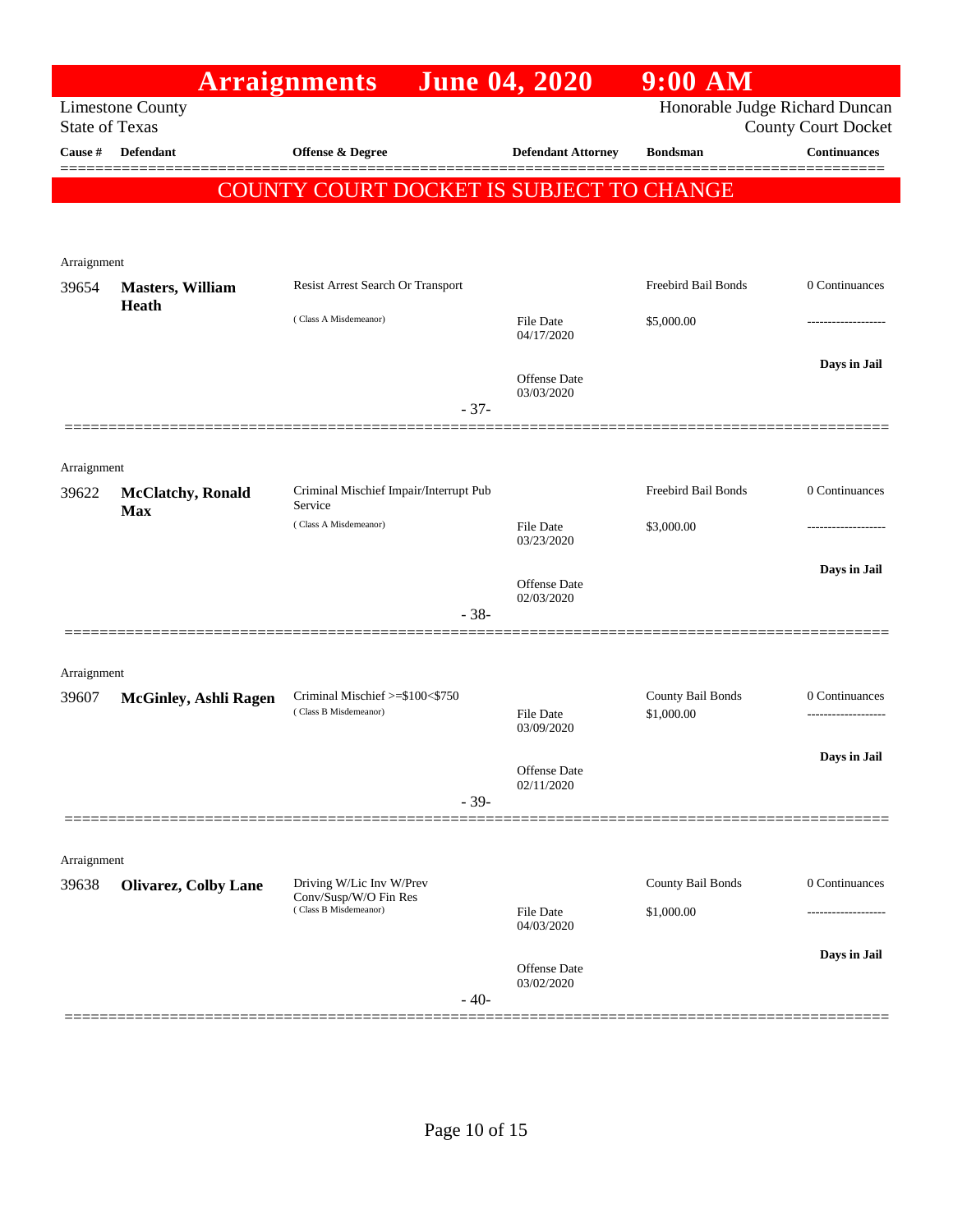# Arraignments June 04, 2020 9:00 AM

Limestone County
State of Texas

Honorable Judge Richard Duncan
County Court Docket

| Cause # | Defendant | Offense & Degree | Defendant Attorney | Bondsman | Continuances |
|---|---|---|---|---|---|

**COUNTY COURT DOCKET IS SUBJECT TO CHANGE**

---

Arraignment

| Cause # | Defendant | Offense & Degree | Defendant Attorney | Bondsman | Continuances |
|---|---|---|---|---|---|
| 39654 | **Masters, William Heath** | Resist Arrest Search Or Transport<br>( Class A Misdemeanor) | File Date 04/17/2020<br>Offense Date 03/03/2020 | Freebird Bail Bonds<br>$5,000.00 | 0 Continuances<br>-------------------<br>**Days in Jail** |

- 37-

---

Arraignment

| Cause # | Defendant | Offense & Degree | Defendant Attorney | Bondsman | Continuances |
|---|---|---|---|---|---|
| 39622 | **McClatchy, Ronald Max** | Criminal Mischief Impair/Interrupt Pub Service<br>( Class A Misdemeanor) | File Date 03/23/2020<br>Offense Date 02/03/2020 | Freebird Bail Bonds<br>$3,000.00 | 0 Continuances<br>-------------------<br>**Days in Jail** |

- 38-

---

Arraignment

| Cause # | Defendant | Offense & Degree | Defendant Attorney | Bondsman | Continuances |
|---|---|---|---|---|---|
| 39607 | **McGinley, Ashli Ragen** | Criminal Mischief >=$100<$750<br>( Class B Misdemeanor) | File Date 03/09/2020<br>Offense Date 02/11/2020 | County Bail Bonds<br>$1,000.00 | 0 Continuances<br>-------------------<br>**Days in Jail** |

- 39-

---

Arraignment

| Cause # | Defendant | Offense & Degree | Defendant Attorney | Bondsman | Continuances |
|---|---|---|---|---|---|
| 39638 | **Olivarez, Colby Lane** | Driving W/Lic Inv W/Prev Conv/Susp/W/O Fin Res<br>( Class B Misdemeanor) | File Date 04/03/2020<br>Offense Date 03/02/2020 | County Bail Bonds<br>$1,000.00 | 0 Continuances<br>-------------------<br>**Days in Jail** |

- 40-

---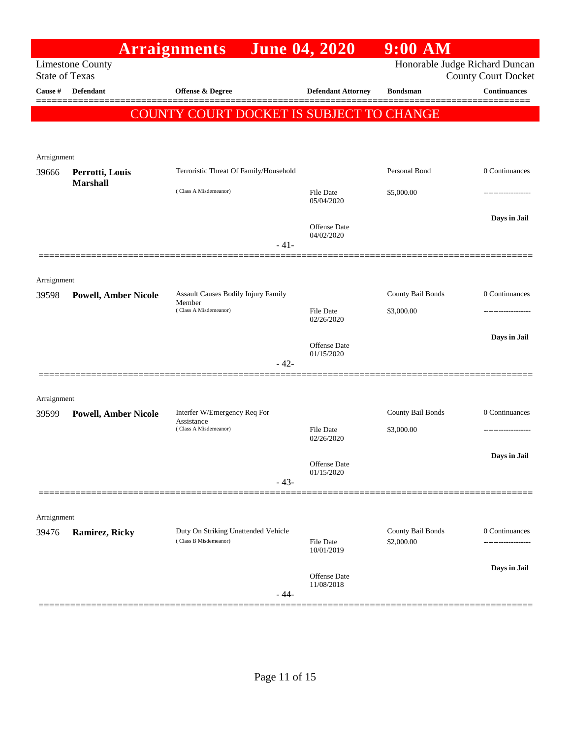# Arraignments June 04, 2020 9:00 AM

Limestone County
State of Texas

Honorable Judge Richard Duncan
County Court Docket

**COUNTY COURT DOCKET IS SUBJECT TO CHANGE**

| Cause # | Defendant | Offense & Degree | Defendant Attorney | Bondsman | Continuances |
|---|---|---|---|---|---|
| Arraignment | | | | | |
| 39666 | **Perrotti, Louis Marshall** | Terroristic Threat Of Family/Household (Class A Misdemeanor) | File Date 05/04/2020; Offense Date 04/02/2020 | Personal Bond $5,000.00 | 0 Continuances; Days in Jail |
| | | - 41- | | | |
| Arraignment | | | | | |
| 39598 | **Powell, Amber Nicole** | Assault Causes Bodily Injury Family Member (Class A Misdemeanor) | File Date 02/26/2020; Offense Date 01/15/2020 | County Bail Bonds $3,000.00 | 0 Continuances; Days in Jail |
| | | - 42- | | | |
| Arraignment | | | | | |
| 39599 | **Powell, Amber Nicole** | Interfer W/Emergency Req For Assistance (Class A Misdemeanor) | File Date 02/26/2020; Offense Date 01/15/2020 | County Bail Bonds $3,000.00 | 0 Continuances; Days in Jail |
| | | - 43- | | | |
| Arraignment | | | | | |
| 39476 | **Ramirez, Ricky** | Duty On Striking Unattended Vehicle (Class B Misdemeanor) | File Date 10/01/2019; Offense Date 11/08/2018 | County Bail Bonds $2,000.00 | 0 Continuances; Days in Jail |
| | | - 44- | | | |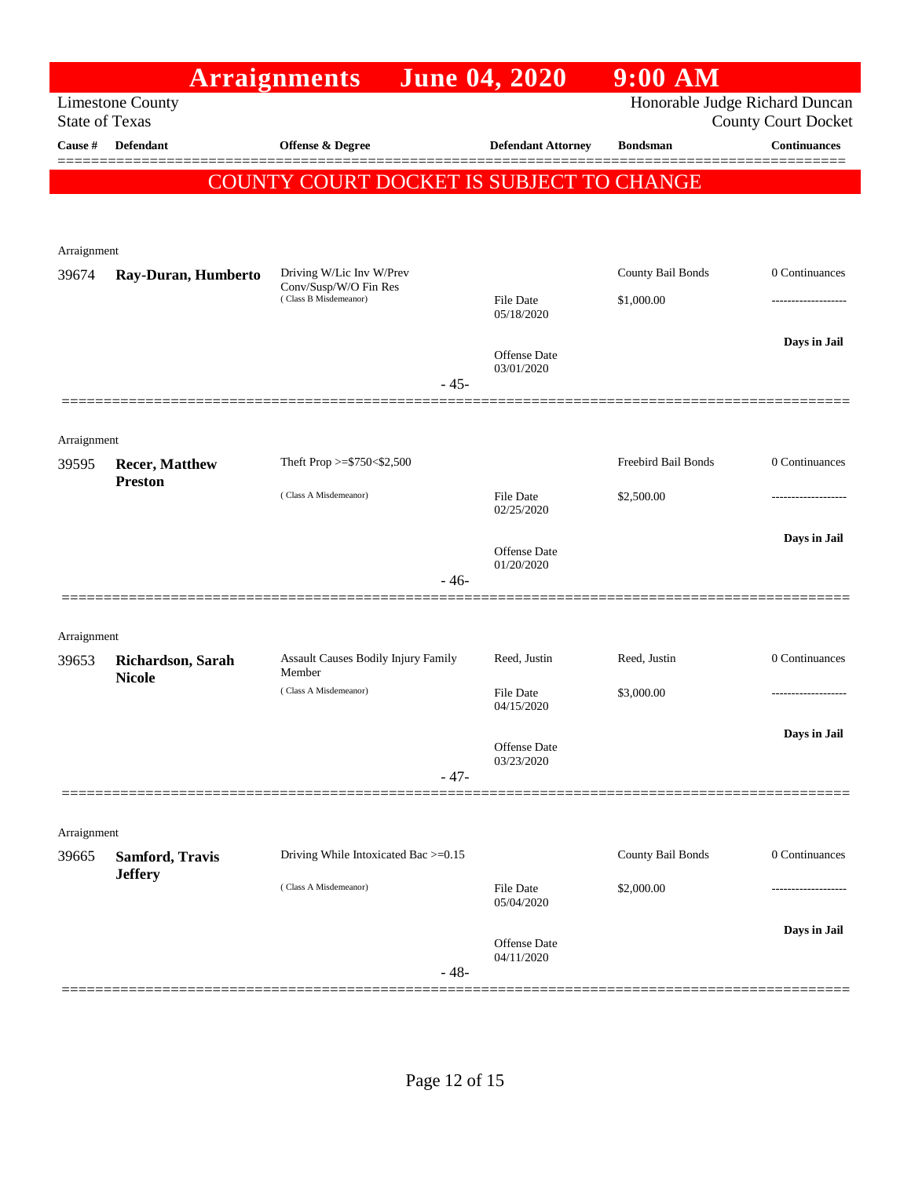# Arraignments June 04, 2020 9:00 AM

Limestone County
State of Texas

Honorable Judge Richard Duncan
County Court Docket

**COUNTY COURT DOCKET IS SUBJECT TO CHANGE**

| Cause # | Defendant | Offense & Degree | Defendant Attorney | Bondsman | Continuances |
|---|---|---|---|---|---|
| Arraignment | | | | | |
| 39674 | **Ray-Duran, Humberto** | Driving W/Lic Inv W/Prev Conv/Susp/W/O Fin Res (Class B Misdemeanor) | File Date 05/18/2020; Offense Date 03/01/2020 | County Bail Bonds $1,000.00 | 0 Continuances; ------------------- **Days in Jail** |
| | | | - 45- | | |
| Arraignment | | | | | |
| 39595 | **Recer, Matthew Preston** | Theft Prop >=$750<$2,500 (Class A Misdemeanor) | File Date 02/25/2020; Offense Date 01/20/2020 | Freebird Bail Bonds $2,500.00 | 0 Continuances; ------------------- **Days in Jail** |
| | | | - 46- | | |
| Arraignment | | | | | |
| 39653 | **Richardson, Sarah Nicole** | Assault Causes Bodily Injury Family Member (Class A Misdemeanor) | Reed, Justin; File Date 04/15/2020; Offense Date 03/23/2020 | Reed, Justin $3,000.00 | 0 Continuances; ------------------- **Days in Jail** |
| | | | - 47- | | |
| Arraignment | | | | | |
| 39665 | **Samford, Travis Jeffery** | Driving While Intoxicated Bac >=0.15 (Class A Misdemeanor) | File Date 05/04/2020; Offense Date 04/11/2020 | County Bail Bonds $2,000.00 | 0 Continuances; ------------------- **Days in Jail** |
| | | | - 48- | | |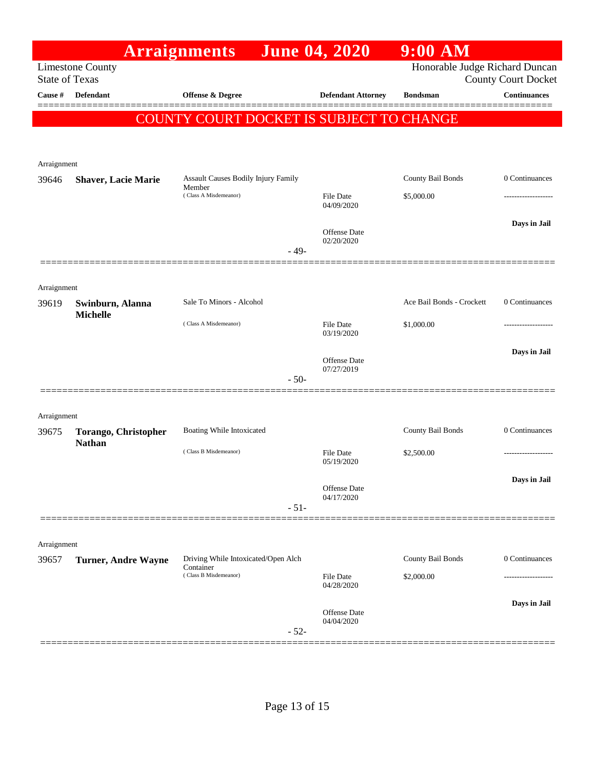# Arraignments June 04, 2020 9:00 AM

Limestone County
State of Texas

Honorable Judge Richard Duncan
County Court Docket

**COUNTY COURT DOCKET IS SUBJECT TO CHANGE**

| Cause # | Defendant | Offense & Degree | Defendant Attorney | Bondsman | Continuances |
|---|---|---|---|---|---|
| Arraignment | | | | | |
| 39646 | **Shaver, Lacie Marie** | Assault Causes Bodily Injury Family Member (Class A Misdemeanor) | File Date 04/09/2020; Offense Date 02/20/2020 | County Bail Bonds $5,000.00 | 0 Continuances; Days in Jail |
| | | | - 49- | | |
| Arraignment | | | | | |
| 39619 | **Swinburn, Alanna Michelle** | Sale To Minors - Alcohol (Class A Misdemeanor) | File Date 03/19/2020; Offense Date 07/27/2019 | Ace Bail Bonds - Crockett $1,000.00 | 0 Continuances; Days in Jail |
| | | | - 50- | | |
| Arraignment | | | | | |
| 39675 | **Torango, Christopher Nathan** | Boating While Intoxicated (Class B Misdemeanor) | File Date 05/19/2020; Offense Date 04/17/2020 | County Bail Bonds $2,500.00 | 0 Continuances; Days in Jail |
| | | | - 51- | | |
| Arraignment | | | | | |
| 39657 | **Turner, Andre Wayne** | Driving While Intoxicated/Open Alch Container (Class B Misdemeanor) | File Date 04/28/2020; Offense Date 04/04/2020 | County Bail Bonds $2,000.00 | 0 Continuances; Days in Jail |
| | | | - 52- | | |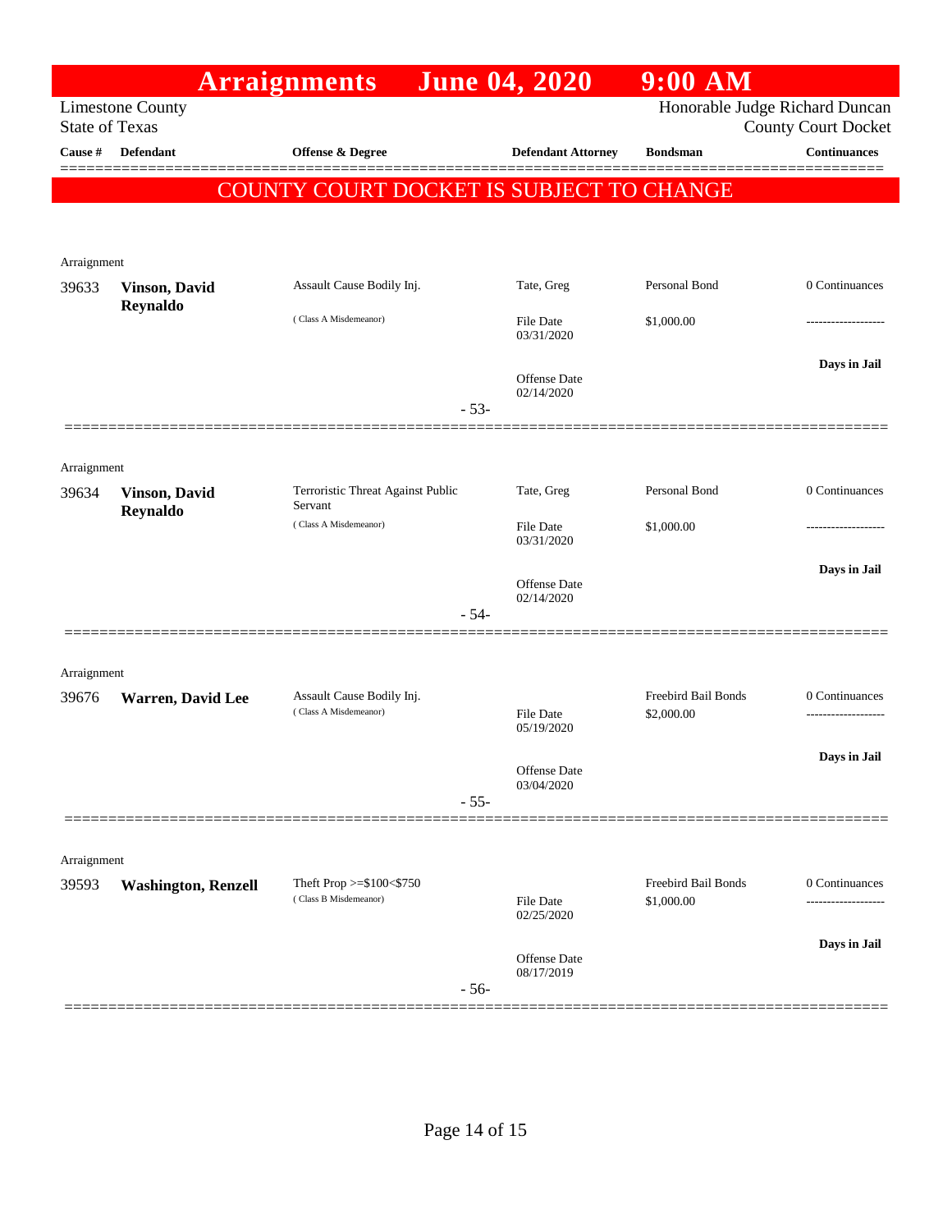# Arraignments June 04, 2020 9:00 AM

Limestone County
State of Texas

Honorable Judge Richard Duncan
County Court Docket

**COUNTY COURT DOCKET IS SUBJECT TO CHANGE**

| Cause # | Defendant | Offense & Degree | Defendant Attorney | Bondsman | Continuances |
|---|---|---|---|---|---|
| Arraignment | | | | | |
| 39633 | **Vinson, David Reynaldo** | Assault Cause Bodily Inj. (Class A Misdemeanor) | Tate, Greg<br>File Date 03/31/2020<br>Offense Date 02/14/2020 | Personal Bond<br>$1,000.00 | 0 Continuances<br>-------------------<br>**Days in Jail** |
| | | | - 53- | | |
| Arraignment | | | | | |
| 39634 | **Vinson, David Reynaldo** | Terroristic Threat Against Public Servant (Class A Misdemeanor) | Tate, Greg<br>File Date 03/31/2020<br>Offense Date 02/14/2020 | Personal Bond<br>$1,000.00 | 0 Continuances<br>-------------------<br>**Days in Jail** |
| | | | - 54- | | |
| Arraignment | | | | | |
| 39676 | **Warren, David Lee** | Assault Cause Bodily Inj. (Class A Misdemeanor) | File Date 05/19/2020<br>Offense Date 03/04/2020 | Freebird Bail Bonds<br>$2,000.00 | 0 Continuances<br>-------------------<br>**Days in Jail** |
| | | | - 55- | | |
| Arraignment | | | | | |
| 39593 | **Washington, Renzell** | Theft Prop >=$100<$750 (Class B Misdemeanor) | File Date 02/25/2020<br>Offense Date 08/17/2019 | Freebird Bail Bonds<br>$1,000.00 | 0 Continuances<br>-------------------<br>**Days in Jail** |
| | | | - 56- | | |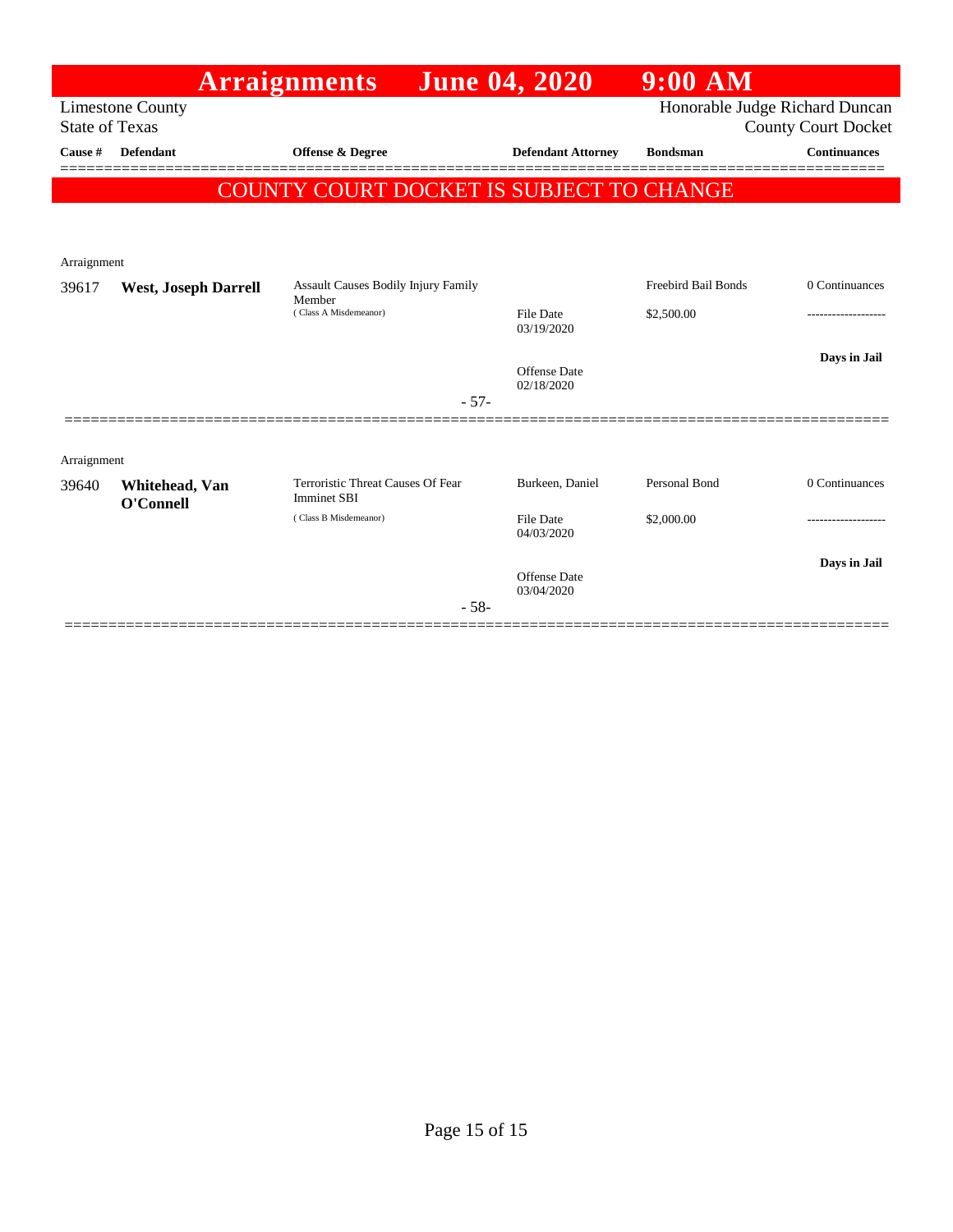# Arraignments June 04, 2020 9:00 AM

Limestone County
State of Texas

Honorable Judge Richard Duncan
County Court Docket

| Cause # | Defendant | Offense & Degree | Defendant Attorney | Bondsman | Continuances |
|---|---|---|---|---|---|

## COUNTY COURT DOCKET IS SUBJECT TO CHANGE

Arraignment

| Cause # | Defendant | Offense & Degree | Defendant Attorney | Bondsman | Continuances |
|---|---|---|---|---|---|
| 39617 | **West, Joseph Darrell** | Assault Causes Bodily Injury Family Member ( Class A Misdemeanor) | File Date 03/19/2020 Offense Date 02/18/2020 | Freebird Bail Bonds $2,500.00 | 0 Continuances ------------------- **Days in Jail** |

- 57-

Arraignment

| Cause # | Defendant | Offense & Degree | Defendant Attorney | Bondsman | Continuances |
|---|---|---|---|---|---|
| 39640 | **Whitehead, Van O'Connell** | Terroristic Threat Causes Of Fear Imminet SBI ( Class B Misdemeanor) | Burkeen, Daniel File Date 04/03/2020 Offense Date 03/04/2020 | Personal Bond $2,000.00 | 0 Continuances ------------------- **Days in Jail** |

- 58-